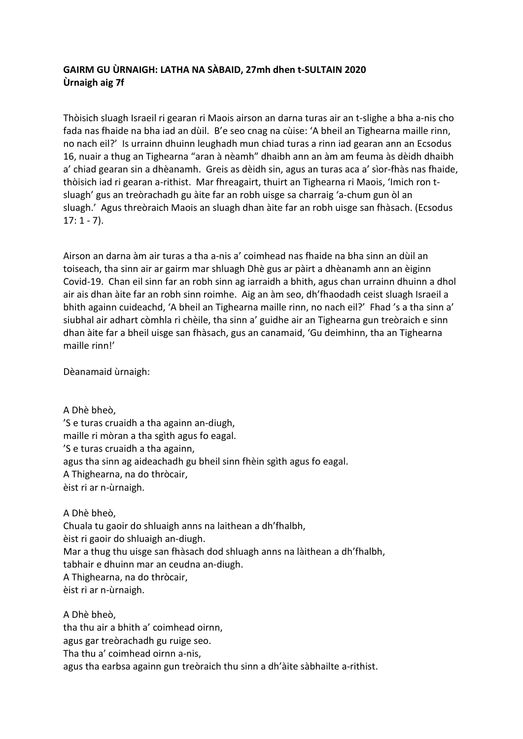**GAIRM GU ÙRNAIGH: LATHA NA SÀBAID, 27mh dhen t-SULTAIN 2020**
**Ùrnaigh aig 7f**

Thòisich sluagh Israeil ri gearan ri Maois airson an darna turas air an t-slighe a bha a-nis cho fada nas fhaide na bha iad an dùil. B'e seo cnag na cùise: 'A bheil an Tighearna maille rinn, no nach eil?' Is urrainn dhuinn leughadh mun chiad turas a rinn iad gearan ann an Ecsodus 16, nuair a thug an Tighearna "aran à nèamh" dhaibh ann an àm am feuma às dèidh dhaibh a' chiad gearan sin a dhèanamh. Greis as dèidh sin, agus an turas aca a' sìor-fhàs nas fhaide, thòisich iad ri gearan a-rithist. Mar fhreagairt, thuirt an Tighearna ri Maois, 'Imich ron t-sluagh' gus an treòrachadh gu àite far an robh uisge sa charraig 'a-chum gun òl an sluagh.' Agus threòraich Maois an sluagh dhan àite far an robh uisge san fhàsach. (Ecsodus 17: 1 - 7).

Airson an darna àm air turas a tha a-nis a' coimhead nas fhaide na bha sinn an dùil an toiseach, tha sinn air ar gairm mar shluagh Dhè gus ar pàirt a dhèanamh ann an èiginn Covid-19. Chan eil sinn far an robh sinn ag iarraidh a bhith, agus chan urrainn dhuinn a dhol air ais dhan àite far an robh sinn roimhe. Aig an àm seo, dh'fhaodadh ceist sluagh Israeil a bhith againn cuideachd, 'A bheil an Tighearna maille rinn, no nach eil?' Fhad 's a tha sinn a' siubhal air adhart còmhla ri chèile, tha sinn a' guidhe air an Tighearna gun treòraich e sinn dhan àite far a bheil uisge san fhàsach, gus an canamaid, 'Gu deimhinn, tha an Tighearna maille rinn!'

Dèanamaid ùrnaigh:

A Dhè bheò,
'S e turas cruaidh a tha againn an-diugh,
maille ri mòran a tha sgìth agus fo eagal.
'S e turas cruaidh a tha againn,
agus tha sinn ag aideachadh gu bheil sinn fhèin sgìth agus fo eagal.
A Thighearna, na do thròcair,
èist ri ar n-ùrnaigh.

A Dhè bheò,
Chuala tu gaoir do shluaigh anns na laithean a dh'fhalbh,
èist ri gaoir do shluaigh an-diugh.
Mar a thug thu uisge san fhàsach dod shluagh anns na làithean a dh'fhalbh,
tabhair e dhuinn mar an ceudna an-diugh.
A Thighearna, na do thròcair,
èist ri ar n-ùrnaigh.

A Dhè bheò,
tha thu air a bhith a' coimhead oirnn,
agus gar treòrachadh gu ruige seo.
Tha thu a' coimhead oirnn a-nis,
agus tha earbsa againn gun treòraich thu sinn a dh'àite sàbhailte a-rithist.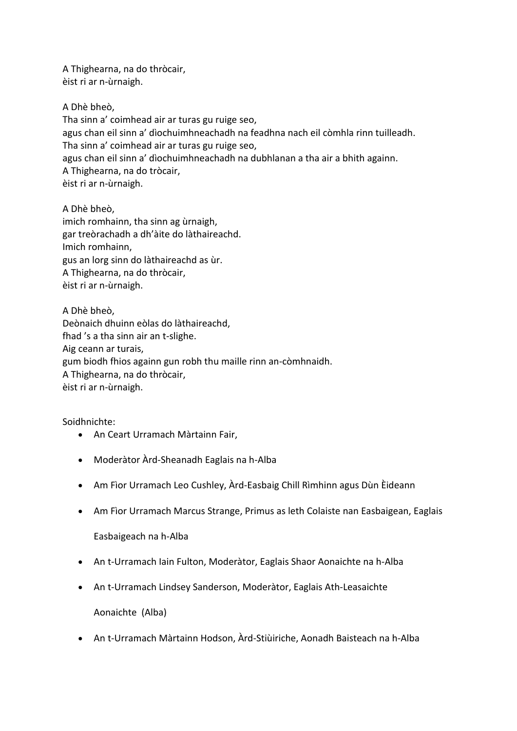A Thighearna, na do thròcair,
èist ri ar n-ùrnaigh.

A Dhè bheò,
Tha sinn a' coimhead air ar turas gu ruige seo,
agus chan eil sinn a' dìochuimhneachadh na feadhna nach eil còmhla rinn tuilleadh.
Tha sinn a' coimhead air ar turas gu ruige seo,
agus chan eil sinn a' dìochuimhneachadh na dubhlanan a tha air a bhith againn.
A Thighearna, na do tròcair,
èist ri ar n-ùrnaigh.

A Dhè bheò,
imich romhainn, tha sinn ag ùrnaigh,
gar treòrachadh a dh'àite do làthaireachd.
Imich romhainn,
gus an lorg sinn do làthaireachd as ùr.
A Thighearna, na do thròcair,
èist ri ar n-ùrnaigh.

A Dhè bheò,
Deònaich dhuinn eòlas do làthaireachd,
fhad 's a tha sinn air an t-slighe.
Aig ceann ar turais,
gum biodh fhios againn gun robh thu maille rinn an-còmhnaidh.
A Thighearna, na do thròcair,
èist ri ar n-ùrnaigh.

Soidhnichte:

- An Ceart Urramach Màrtainn Fair,
- Moderàtor Àrd-Sheanadh Eaglais na h-Alba
- Am Fìor Urramach Leo Cushley, Àrd-Easbaig Chill Rìmhinn agus Dùn Èideann
- Am Fìor Urramach Marcus Strange, Primus as leth Colaiste nan Easbaigean, Eaglais Easbaigeach na h-Alba
- An t-Urramach Iain Fulton, Moderàtor, Eaglais Shaor Aonaichte na h-Alba
- An t-Urramach Lindsey Sanderson, Moderàtor, Eaglais Ath-Leasaichte Aonaichte (Alba)
- An t-Urramach Màrtainn Hodson, Àrd-Stiùiriche, Aonadh Baisteach na h-Alba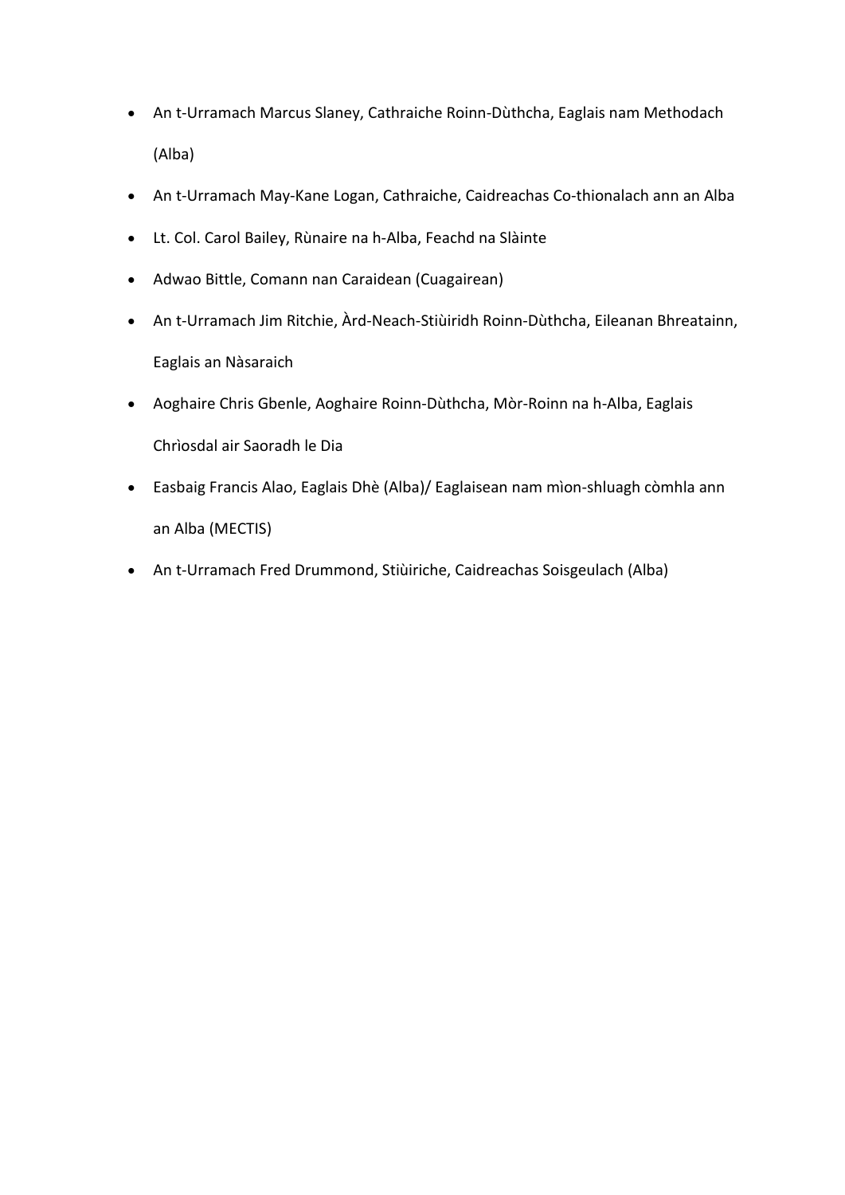- An t-Urramach Marcus Slaney, Cathraiche Roinn-Dùthcha, Eaglais nam Methodach (Alba)
- An t-Urramach May-Kane Logan, Cathraiche, Caidreachas Co-thionalach ann an Alba
- Lt. Col. Carol Bailey, Rùnaire na h-Alba, Feachd na Slàinte
- Adwao Bittle, Comann nan Caraidean (Cuagairean)
- An t-Urramach Jim Ritchie, Àrd-Neach-Stiùiridh Roinn-Dùthcha, Eileanan Bhreatainn, Eaglais an Nàsaraich
- Aoghaire Chris Gbenle, Aoghaire Roinn-Dùthcha, Mòr-Roinn na h-Alba, Eaglais Chrìosdal air Saoradh le Dia
- Easbaig Francis Alao, Eaglais Dhè (Alba)/ Eaglaisean nam mìon-shluagh còmhla ann an Alba (MECTIS)
- An t-Urramach Fred Drummond, Stiùiriche, Caidreachas Soisgeulach (Alba)